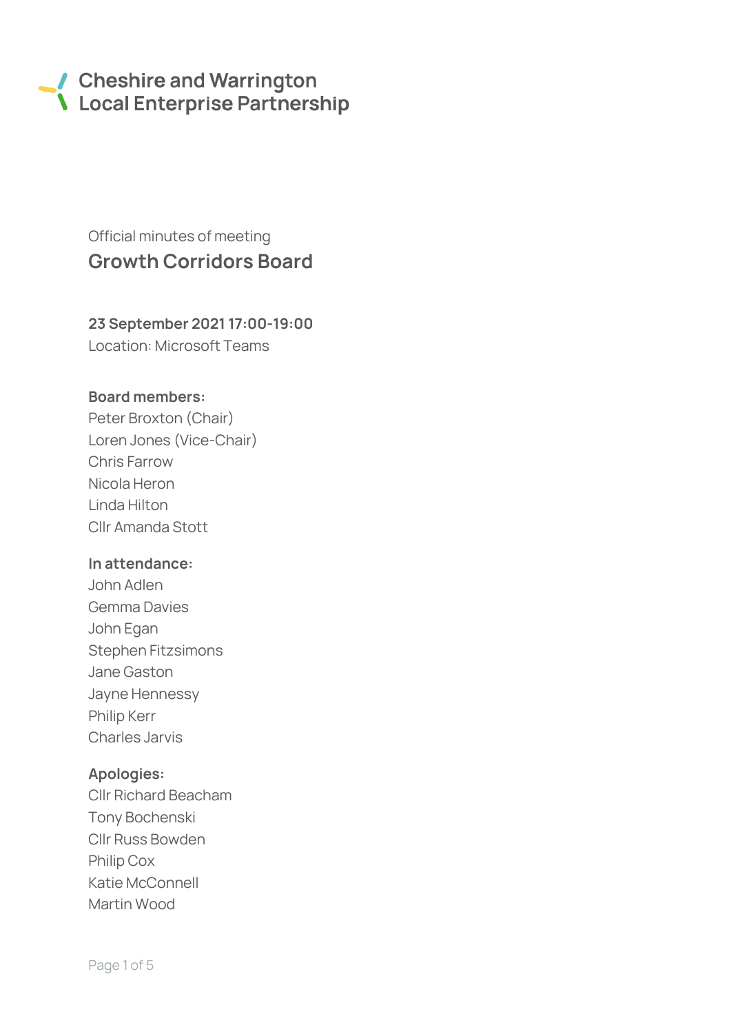Cheshire and Warrington
Local Enterprise Partnership

Official minutes of meeting

# Growth Corridors Board

**23 September 2021 17:00-19:00**
Location: Microsoft Teams

**Board members:**
Peter Broxton (Chair)
Loren Jones (Vice-Chair)
Chris Farrow
Nicola Heron
Linda Hilton
Cllr Amanda Stott

**In attendance:**
John Adlen
Gemma Davies
John Egan
Stephen Fitzsimons
Jane Gaston
Jayne Hennessy
Philip Kerr
Charles Jarvis

**Apologies:**
Cllr Richard Beacham
Tony Bochenski
Cllr Russ Bowden
Philip Cox
Katie McConnell
Martin Wood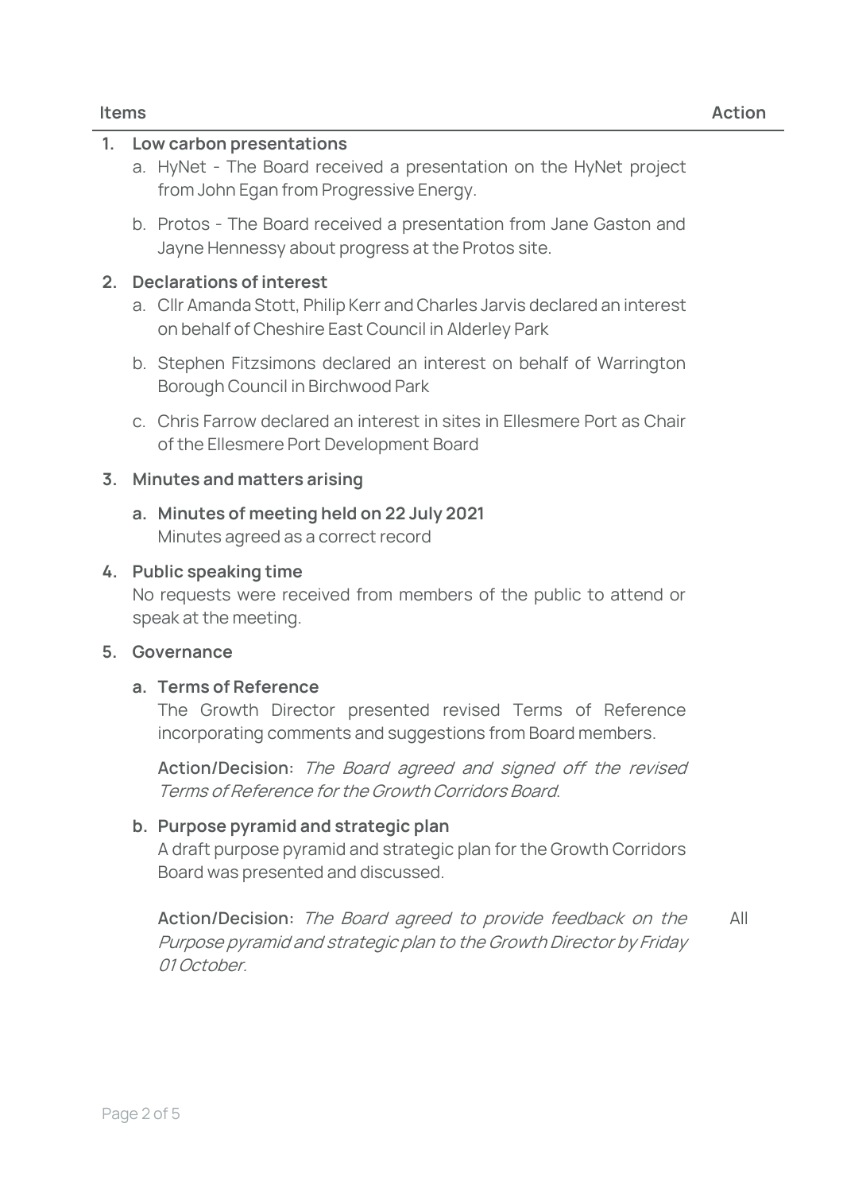| Items | Action |
|---|---|

**1. Low carbon presentations**

a. HyNet - The Board received a presentation on the HyNet project from John Egan from Progressive Energy.

b. Protos - The Board received a presentation from Jane Gaston and Jayne Hennessy about progress at the Protos site.

**2. Declarations of interest**

a. Cllr Amanda Stott, Philip Kerr and Charles Jarvis declared an interest on behalf of Cheshire East Council in Alderley Park

b. Stephen Fitzsimons declared an interest on behalf of Warrington Borough Council in Birchwood Park

c. Chris Farrow declared an interest in sites in Ellesmere Port as Chair of the Ellesmere Port Development Board

**3. Minutes and matters arising**

**a. Minutes of meeting held on 22 July 2021**
Minutes agreed as a correct record

**4. Public speaking time**

No requests were received from members of the public to attend or speak at the meeting.

**5. Governance**

**a. Terms of Reference**
The Growth Director presented revised Terms of Reference incorporating comments and suggestions from Board members.

**Action/Decision:** *The Board agreed and signed off the revised Terms of Reference for the Growth Corridors Board.*

**b. Purpose pyramid and strategic plan**
A draft purpose pyramid and strategic plan for the Growth Corridors Board was presented and discussed.

**Action/Decision:** *The Board agreed to provide feedback on the Purpose pyramid and strategic plan to the Growth Director by Friday 01 October.* — **Action:** All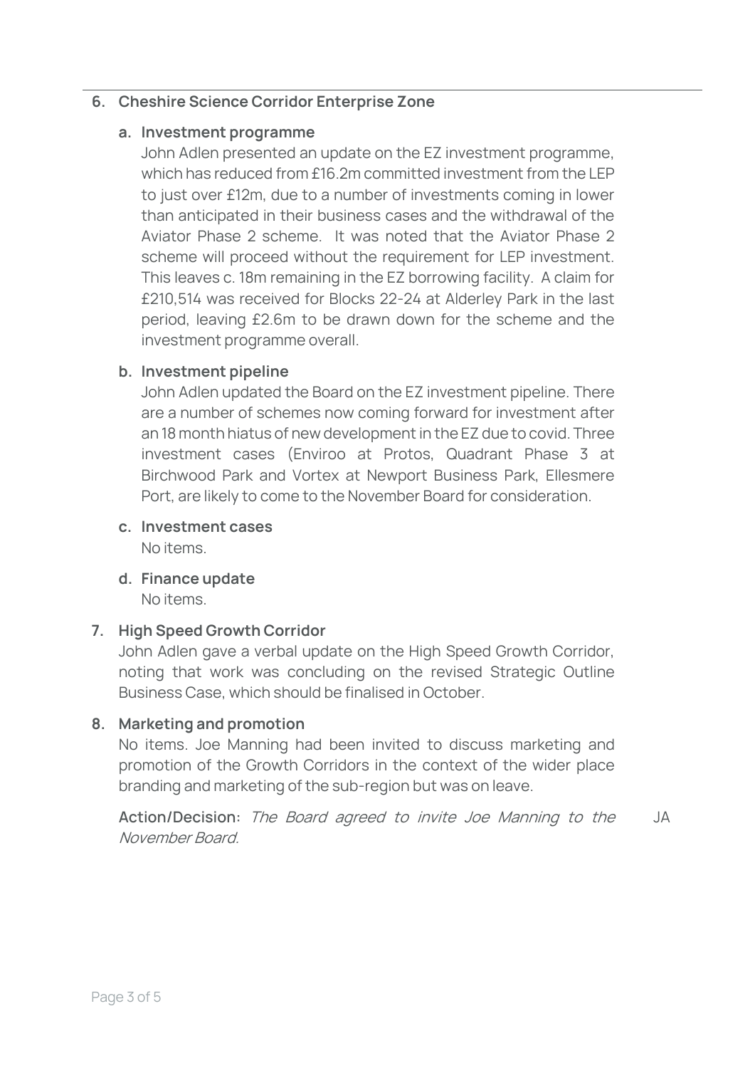6. **Cheshire Science Corridor Enterprise Zone**

   a. **Investment programme**

      John Adlen presented an update on the EZ investment programme, which has reduced from £16.2m committed investment from the LEP to just over £12m, due to a number of investments coming in lower than anticipated in their business cases and the withdrawal of the Aviator Phase 2 scheme. It was noted that the Aviator Phase 2 scheme will proceed without the requirement for LEP investment. This leaves c. 18m remaining in the EZ borrowing facility. A claim for £210,514 was received for Blocks 22-24 at Alderley Park in the last period, leaving £2.6m to be drawn down for the scheme and the investment programme overall.

   b. **Investment pipeline**

      John Adlen updated the Board on the EZ investment pipeline. There are a number of schemes now coming forward for investment after an 18 month hiatus of new development in the EZ due to covid. Three investment cases (Enviroo at Protos, Quadrant Phase 3 at Birchwood Park and Vortex at Newport Business Park, Ellesmere Port, are likely to come to the November Board for consideration.

   c. **Investment cases**

      No items.

   d. **Finance update**

      No items.

7. **High Speed Growth Corridor**

   John Adlen gave a verbal update on the High Speed Growth Corridor, noting that work was concluding on the revised Strategic Outline Business Case, which should be finalised in October.

8. **Marketing and promotion**

   No items. Joe Manning had been invited to discuss marketing and promotion of the Growth Corridors in the context of the wider place branding and marketing of the sub-region but was on leave.

   **Action/Decision:** *The Board agreed to invite Joe Manning to the November Board.* JA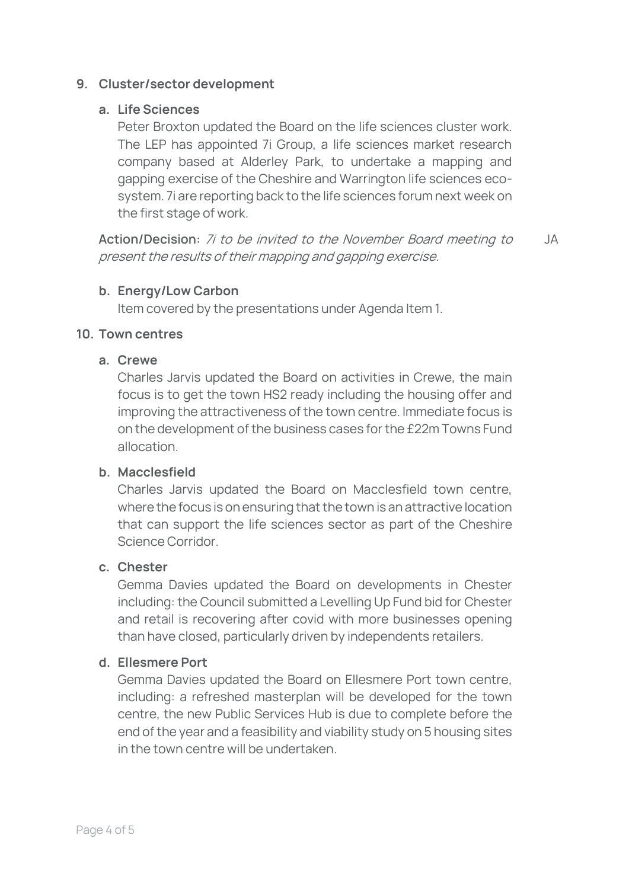9. **Cluster/sector development**

   a. **Life Sciences**

      Peter Broxton updated the Board on the life sciences cluster work. The LEP has appointed 7i Group, a life sciences market research company based at Alderley Park, to undertake a mapping and gapping exercise of the Cheshire and Warrington life sciences eco-system. 7i are reporting back to the life sciences forum next week on the first stage of work.

      **Action/Decision:** *7i to be invited to the November Board meeting to present the results of their mapping and gapping exercise.* JA

   b. **Energy/Low Carbon**

      Item covered by the presentations under Agenda Item 1.

10. **Town centres**

    a. **Crewe**

       Charles Jarvis updated the Board on activities in Crewe, the main focus is to get the town HS2 ready including the housing offer and improving the attractiveness of the town centre. Immediate focus is on the development of the business cases for the £22m Towns Fund allocation.

    b. **Macclesfield**

       Charles Jarvis updated the Board on Macclesfield town centre, where the focus is on ensuring that the town is an attractive location that can support the life sciences sector as part of the Cheshire Science Corridor.

    c. **Chester**

       Gemma Davies updated the Board on developments in Chester including: the Council submitted a Levelling Up Fund bid for Chester and retail is recovering after covid with more businesses opening than have closed, particularly driven by independents retailers.

    d. **Ellesmere Port**

       Gemma Davies updated the Board on Ellesmere Port town centre, including: a refreshed masterplan will be developed for the town centre, the new Public Services Hub is due to complete before the end of the year and a feasibility and viability study on 5 housing sites in the town centre will be undertaken.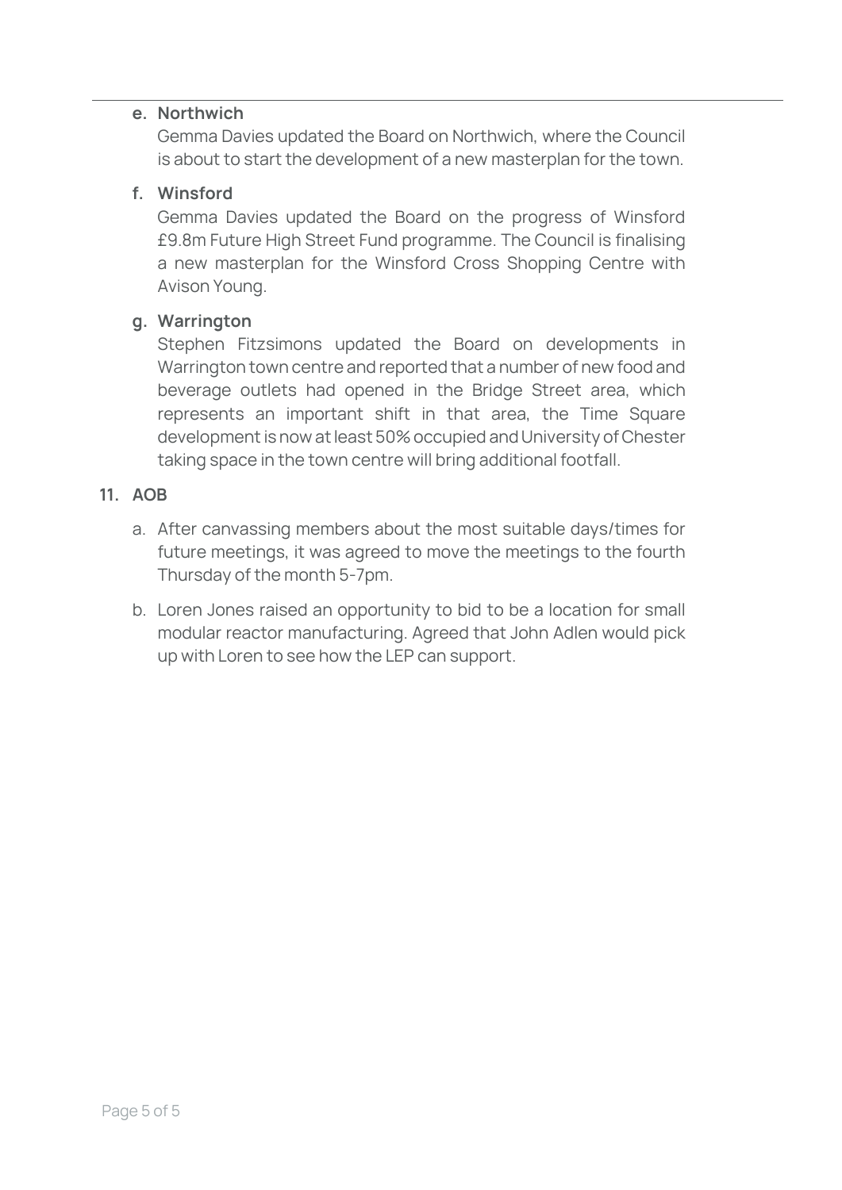e. **Northwich**

   Gemma Davies updated the Board on Northwich, where the Council is about to start the development of a new masterplan for the town.

f. **Winsford**

   Gemma Davies updated the Board on the progress of Winsford £9.8m Future High Street Fund programme. The Council is finalising a new masterplan for the Winsford Cross Shopping Centre with Avison Young.

g. **Warrington**

   Stephen Fitzsimons updated the Board on developments in Warrington town centre and reported that a number of new food and beverage outlets had opened in the Bridge Street area, which represents an important shift in that area, the Time Square development is now at least 50% occupied and University of Chester taking space in the town centre will bring additional footfall.

**11. AOB**

a. After canvassing members about the most suitable days/times for future meetings, it was agreed to move the meetings to the fourth Thursday of the month 5-7pm.

b. Loren Jones raised an opportunity to bid to be a location for small modular reactor manufacturing. Agreed that John Adlen would pick up with Loren to see how the LEP can support.